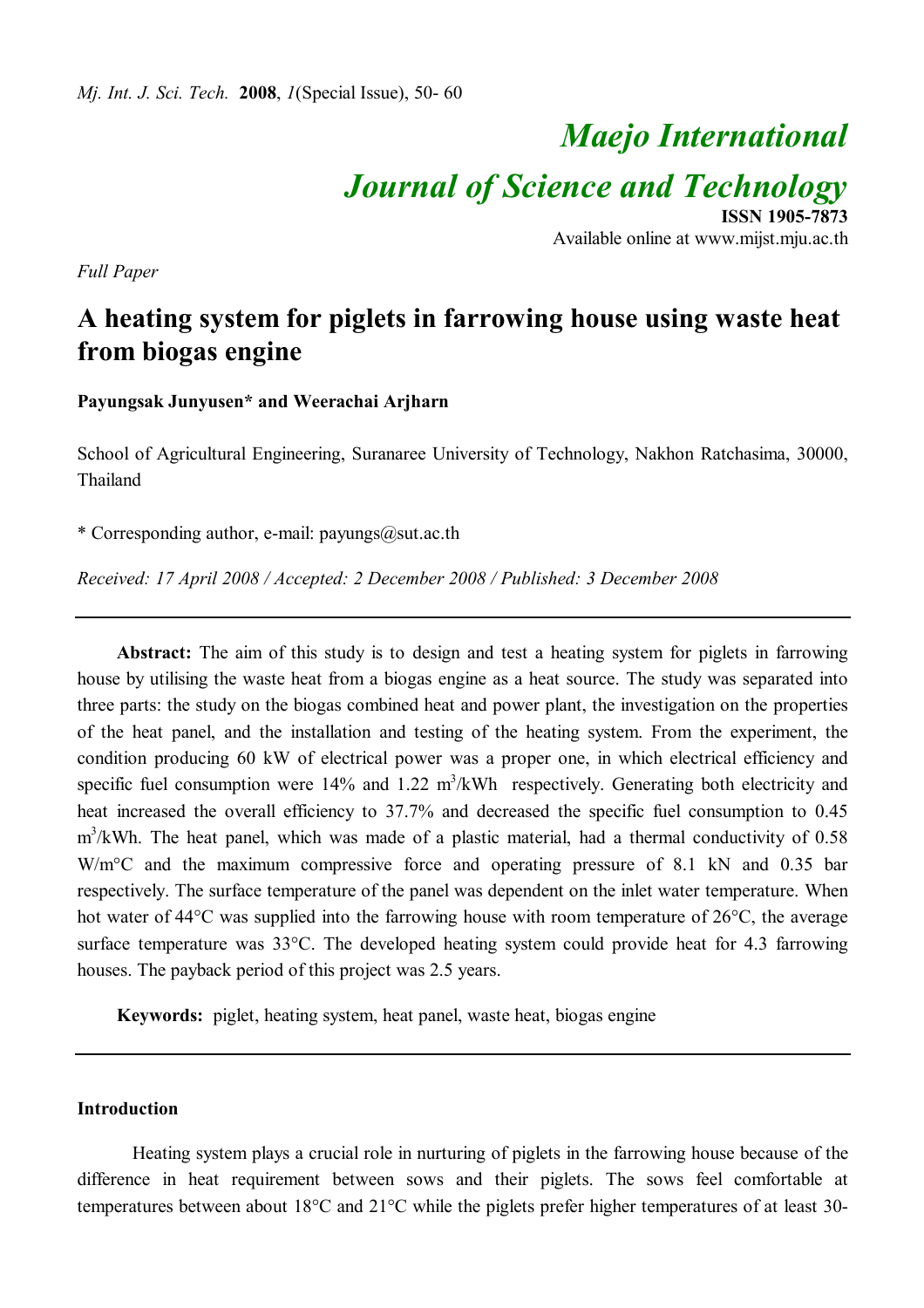*Maejo International Journal of Science and Technology*

ISSN 1905-7873

Available online at www.mijst.mju.ac.th

*Full Paper*

# A heating system for piglets in farrowing house using waste heat from biogas engine

**Payungsak Junyusen\* and Weerachai Arjharn**

School of Agricultural Engineering, Suranaree University of Technology, Nakhon Ratchasima, 30000, Thailand

\* Corresponding author, e-mail: payungs@sut.ac.th

*Received: 17 April 2008 / Accepted: 2 December 2008 / Published: 3 December 2008*

---

**Abstract:** The aim of this study is to design and test a heating system for piglets in farrowing house by utilising the waste heat from a biogas engine as a heat source. The study was separated into three parts: the study on the biogas combined heat and power plant, the investigation on the properties of the heat panel, and the installation and testing of the heating system. From the experiment, the condition producing 60 kW of electrical power was a proper one, in which electrical efficiency and specific fuel consumption were 14% and 1.22 $m^3$/kWh respectively. Generating both electricity and heat increased the overall efficiency to 37.7% and decreased the specific fuel consumption to 0.45 $m^3$/kWh. The heat panel, which was made of a plastic material, had a thermal conductivity of 0.58 W/m°C and the maximum compressive force and operating pressure of 8.1 kN and 0.35 bar respectively. The surface temperature of the panel was dependent on the inlet water temperature. When hot water of 44°C was supplied into the farrowing house with room temperature of 26°C, the average surface temperature was 33°C. The developed heating system could provide heat for 4.3 farrowing houses. The payback period of this project was 2.5 years.

**Keywords:** piglet, heating system, heat panel, waste heat, biogas engine

---

## Introduction

Heating system plays a crucial role in nurturing of piglets in the farrowing house because of the difference in heat requirement between sows and their piglets. The sows feel comfortable at temperatures between about 18°C and 21°C while the piglets prefer higher temperatures of at least 30-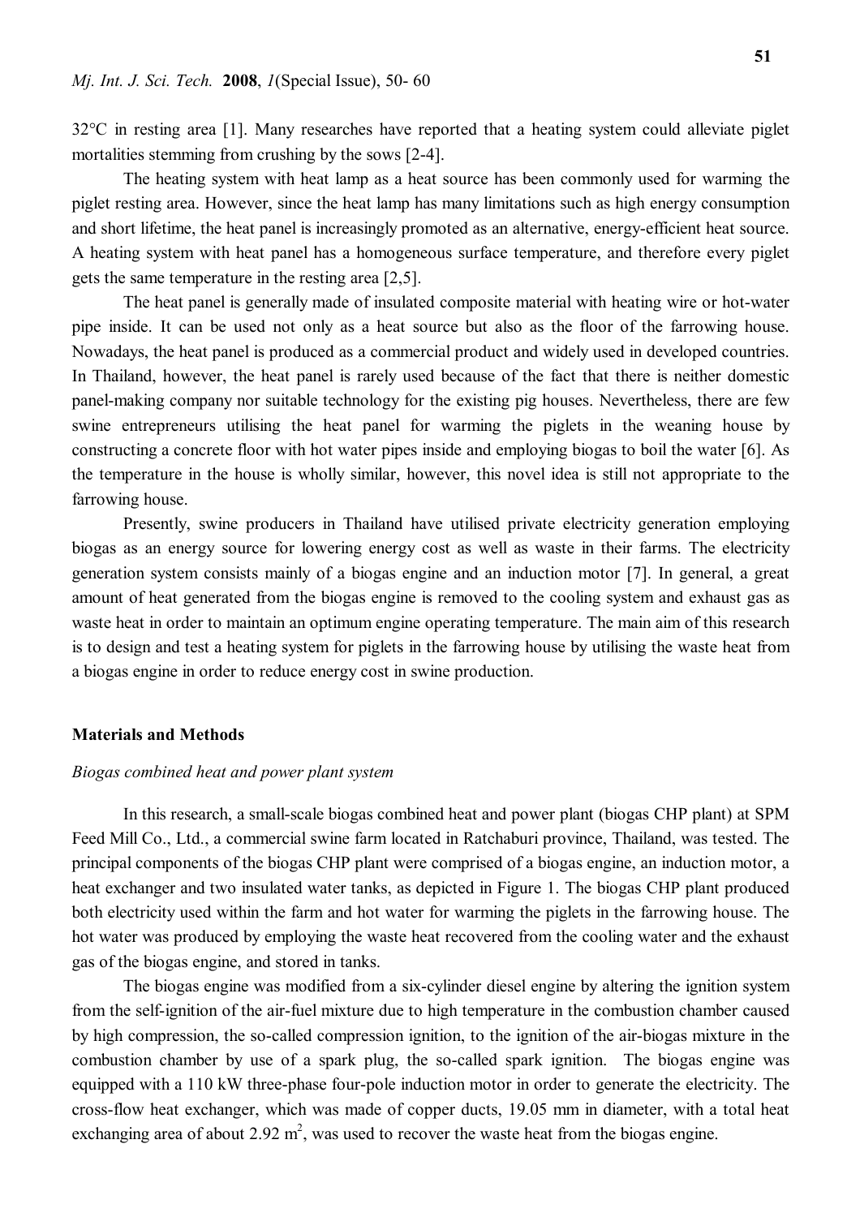32°C in resting area [1]. Many researches have reported that a heating system could alleviate piglet mortalities stemming from crushing by the sows [2-4].

The heating system with heat lamp as a heat source has been commonly used for warming the piglet resting area. However, since the heat lamp has many limitations such as high energy consumption and short lifetime, the heat panel is increasingly promoted as an alternative, energy-efficient heat source. A heating system with heat panel has a homogeneous surface temperature, and therefore every piglet gets the same temperature in the resting area [2,5].

The heat panel is generally made of insulated composite material with heating wire or hot-water pipe inside. It can be used not only as a heat source but also as the floor of the farrowing house. Nowadays, the heat panel is produced as a commercial product and widely used in developed countries. In Thailand, however, the heat panel is rarely used because of the fact that there is neither domestic panel-making company nor suitable technology for the existing pig houses. Nevertheless, there are few swine entrepreneurs utilising the heat panel for warming the piglets in the weaning house by constructing a concrete floor with hot water pipes inside and employing biogas to boil the water [6]. As the temperature in the house is wholly similar, however, this novel idea is still not appropriate to the farrowing house.

Presently, swine producers in Thailand have utilised private electricity generation employing biogas as an energy source for lowering energy cost as well as waste in their farms. The electricity generation system consists mainly of a biogas engine and an induction motor [7]. In general, a great amount of heat generated from the biogas engine is removed to the cooling system and exhaust gas as waste heat in order to maintain an optimum engine operating temperature. The main aim of this research is to design and test a heating system for piglets in the farrowing house by utilising the waste heat from a biogas engine in order to reduce energy cost in swine production.

## Materials and Methods

### *Biogas combined heat and power plant system*

In this research, a small-scale biogas combined heat and power plant (biogas CHP plant) at SPM Feed Mill Co., Ltd., a commercial swine farm located in Ratchaburi province, Thailand, was tested. The principal components of the biogas CHP plant were comprised of a biogas engine, an induction motor, a heat exchanger and two insulated water tanks, as depicted in Figure 1. The biogas CHP plant produced both electricity used within the farm and hot water for warming the piglets in the farrowing house. The hot water was produced by employing the waste heat recovered from the cooling water and the exhaust gas of the biogas engine, and stored in tanks.

The biogas engine was modified from a six-cylinder diesel engine by altering the ignition system from the self-ignition of the air-fuel mixture due to high temperature in the combustion chamber caused by high compression, the so-called compression ignition, to the ignition of the air-biogas mixture in the combustion chamber by use of a spark plug, the so-called spark ignition. The biogas engine was equipped with a 110 kW three-phase four-pole induction motor in order to generate the electricity. The cross-flow heat exchanger, which was made of copper ducts, 19.05 mm in diameter, with a total heat exchanging area of about 2.92 m$^2$, was used to recover the waste heat from the biogas engine.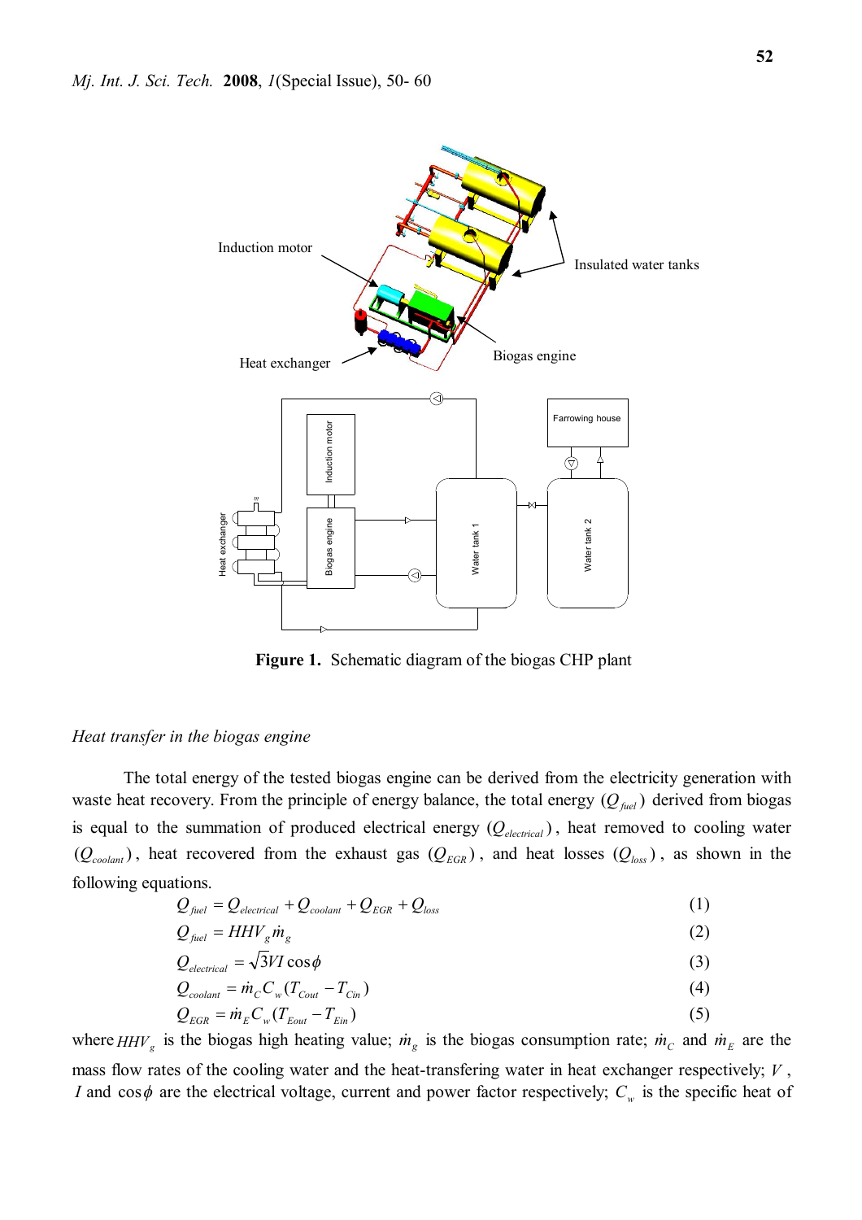Figure 1. Schematic diagram of the biogas CHP plant

*Heat transfer in the biogas engine*

The total energy of the tested biogas engine can be derived from the electricity generation with waste heat recovery. From the principle of energy balance, the total energy ($Q_{fuel}$) derived from biogas is equal to the summation of produced electrical energy ($Q_{electrical}$), heat removed to cooling water ($Q_{coolant}$), heat recovered from the exhaust gas ($Q_{EGR}$), and heat losses ($Q_{loss}$), as shown in the following equations.

$$Q_{fuel} = Q_{electrical} + Q_{coolant} + Q_{EGR} + Q_{loss} \quad (1)$$

$$Q_{fuel} = HHV_g \dot{m}_g \quad (2)$$

$$Q_{electrical} = \sqrt{3} VI \cos\phi \quad (3)$$

$$Q_{coolant} = \dot{m}_C C_w (T_{Cout} - T_{Cin}) \quad (4)$$

$$Q_{EGR} = \dot{m}_E C_w (T_{Eout} - T_{Ein}) \quad (5)$$

where $HHV_g$ is the biogas high heating value; $\dot{m}_g$ is the biogas consumption rate; $\dot{m}_C$ and $\dot{m}_E$ are the mass flow rates of the cooling water and the heat-transfering water in heat exchanger respectively; $V$, $I$ and $\cos\phi$ are the electrical voltage, current and power factor respectively; $C_w$ is the specific heat of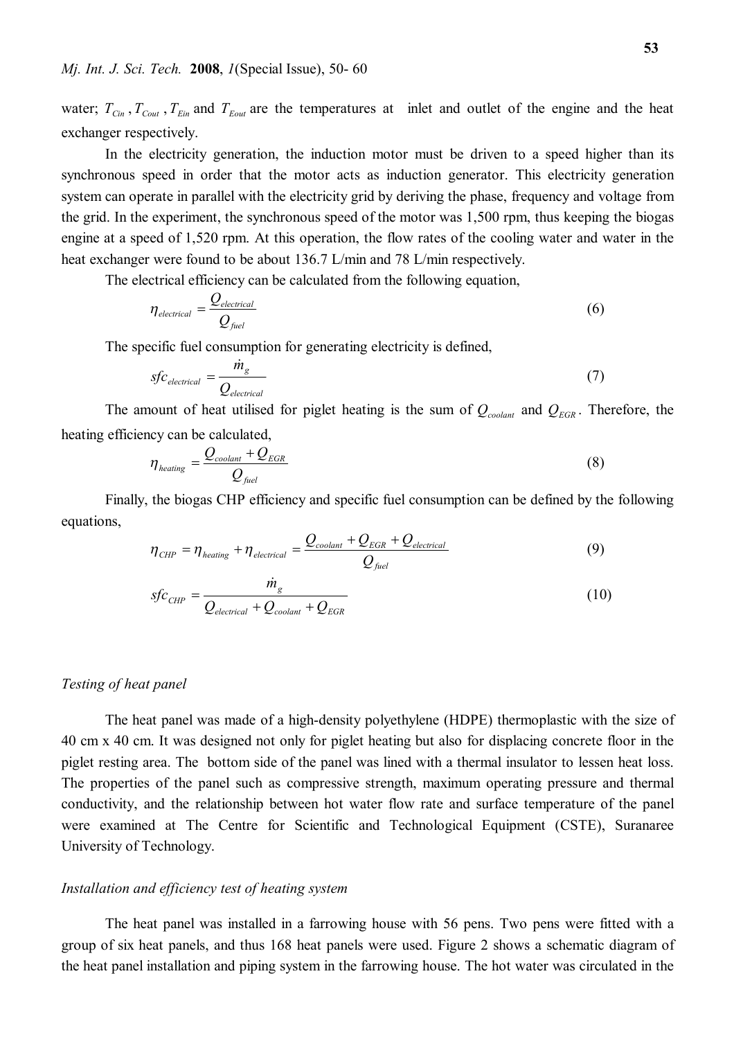water; $T_{Cin}$ , $T_{Cout}$ , $T_{Ein}$ and $T_{Eout}$ are the temperatures at inlet and outlet of the engine and the heat exchanger respectively.

In the electricity generation, the induction motor must be driven to a speed higher than its synchronous speed in order that the motor acts as induction generator. This electricity generation system can operate in parallel with the electricity grid by deriving the phase, frequency and voltage from the grid. In the experiment, the synchronous speed of the motor was 1,500 rpm, thus keeping the biogas engine at a speed of 1,520 rpm. At this operation, the flow rates of the cooling water and water in the heat exchanger were found to be about 136.7 L/min and 78 L/min respectively.

The electrical efficiency can be calculated from the following equation,

$$\eta_{electrical} = \frac{Q_{electrical}}{Q_{fuel}} \tag{6}$$

The specific fuel consumption for generating electricity is defined,

$$sfc_{electrical} = \frac{\dot{m}_g}{Q_{electrical}} \tag{7}$$

The amount of heat utilised for piglet heating is the sum of $Q_{coolant}$ and $Q_{EGR}$. Therefore, the heating efficiency can be calculated,

$$\eta_{heating} = \frac{Q_{coolant} + Q_{EGR}}{Q_{fuel}} \tag{8}$$

Finally, the biogas CHP efficiency and specific fuel consumption can be defined by the following equations,

$$\eta_{CHP} = \eta_{heating} + \eta_{electrical} = \frac{Q_{coolant} + Q_{EGR} + Q_{electrical}}{Q_{fuel}} \tag{9}$$

$$sfc_{CHP} = \frac{\dot{m}_g}{Q_{electrical} + Q_{coolant} + Q_{EGR}} \tag{10}$$

### *Testing of heat panel*

The heat panel was made of a high-density polyethylene (HDPE) thermoplastic with the size of 40 cm x 40 cm. It was designed not only for piglet heating but also for displacing concrete floor in the piglet resting area. The bottom side of the panel was lined with a thermal insulator to lessen heat loss. The properties of the panel such as compressive strength, maximum operating pressure and thermal conductivity, and the relationship between hot water flow rate and surface temperature of the panel were examined at The Centre for Scientific and Technological Equipment (CSTE), Suranaree University of Technology.

### *Installation and efficiency test of heating system*

The heat panel was installed in a farrowing house with 56 pens. Two pens were fitted with a group of six heat panels, and thus 168 heat panels were used. Figure 2 shows a schematic diagram of the heat panel installation and piping system in the farrowing house. The hot water was circulated in the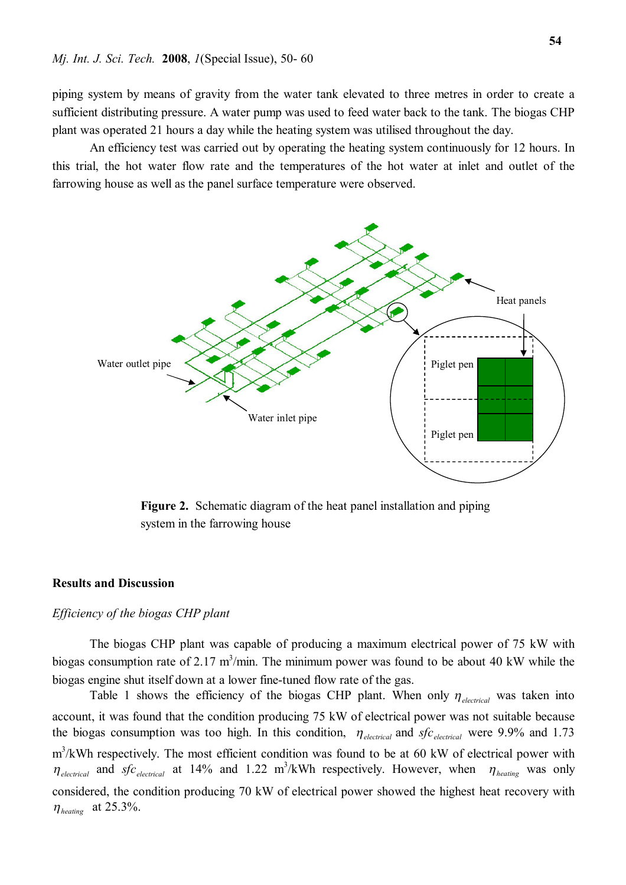piping system by means of gravity from the water tank elevated to three metres in order to create a sufficient distributing pressure. A water pump was used to feed water back to the tank. The biogas CHP plant was operated 21 hours a day while the heating system was utilised throughout the day.

An efficiency test was carried out by operating the heating system continuously for 12 hours. In this trial, the hot water flow rate and the temperatures of the hot water at inlet and outlet of the farrowing house as well as the panel surface temperature were observed.

**Figure 2.** Schematic diagram of the heat panel installation and piping system in the farrowing house

## Results and Discussion

### *Efficiency of the biogas CHP plant*

The biogas CHP plant was capable of producing a maximum electrical power of 75 kW with biogas consumption rate of 2.17 $m^3$/min. The minimum power was found to be about 40 kW while the biogas engine shut itself down at a lower fine-tuned flow rate of the gas.

Table 1 shows the efficiency of the biogas CHP plant. When only $\eta_{electrical}$ was taken into account, it was found that the condition producing 75 kW of electrical power was not suitable because the biogas consumption was too high. In this condition, $\eta_{electrical}$ and $sfc_{electrical}$ were 9.9% and 1.73 $m^3$/kWh respectively. The most efficient condition was found to be at 60 kW of electrical power with $\eta_{electrical}$ and $sfc_{electrical}$ at 14% and 1.22 $m^3$/kWh respectively. However, when $\eta_{heating}$ was only considered, the condition producing 70 kW of electrical power showed the highest heat recovery with $\eta_{heating}$ at 25.3%.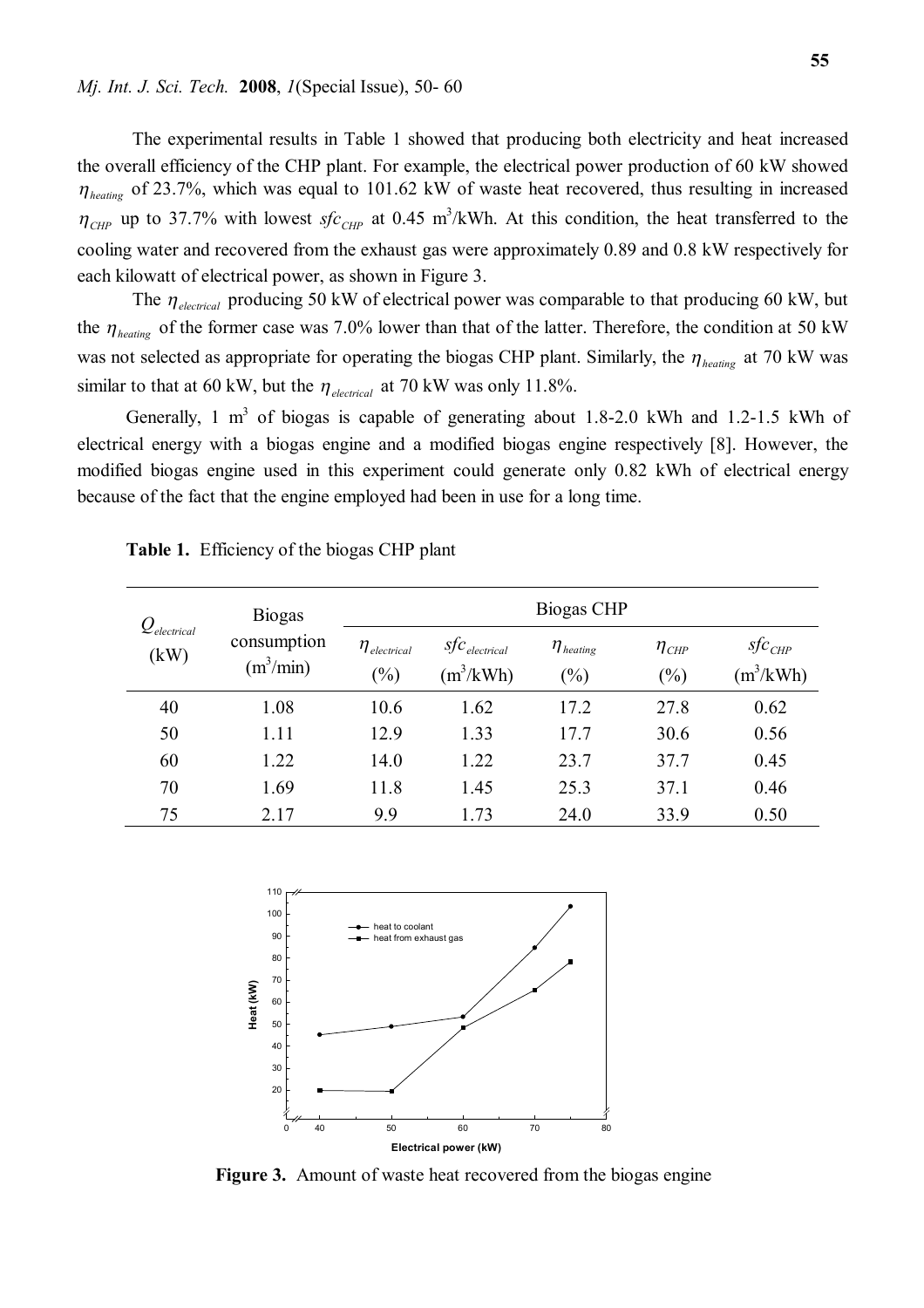The experimental results in Table 1 showed that producing both electricity and heat increased the overall efficiency of the CHP plant. For example, the electrical power production of 60 kW showed $\eta_{heating}$ of 23.7%, which was equal to 101.62 kW of waste heat recovered, thus resulting in increased $\eta_{CHP}$ up to 37.7% with lowest $sfc_{CHP}$ at 0.45 m$^3$/kWh. At this condition, the heat transferred to the cooling water and recovered from the exhaust gas were approximately 0.89 and 0.8 kW respectively for each kilowatt of electrical power, as shown in Figure 3.

The $\eta_{electrical}$ producing 50 kW of electrical power was comparable to that producing 60 kW, but the $\eta_{heating}$ of the former case was 7.0% lower than that of the latter. Therefore, the condition at 50 kW was not selected as appropriate for operating the biogas CHP plant. Similarly, the $\eta_{heating}$ at 70 kW was similar to that at 60 kW, but the $\eta_{electrical}$ at 70 kW was only 11.8%.

Generally, 1 m$^3$ of biogas is capable of generating about 1.8-2.0 kWh and 1.2-1.5 kWh of electrical energy with a biogas engine and a modified biogas engine respectively [8]. However, the modified biogas engine used in this experiment could generate only 0.82 kWh of electrical energy because of the fact that the engine employed had been in use for a long time.

**Table 1.** Efficiency of the biogas CHP plant

| $Q_{electrical}$ (kW) | Biogas consumption (m$^3$/min) | Biogas CHP | | | | |
|---|---|---|---|---|---|---|
| | | $\eta_{electrical}$ (%) | $sfc_{electrical}$ (m$^3$/kWh) | $\eta_{heating}$ (%) | $\eta_{CHP}$ (%) | $sfc_{CHP}$ (m$^3$/kWh) |
| 40 | 1.08 | 10.6 | 1.62 | 17.2 | 27.8 | 0.62 |
| 50 | 1.11 | 12.9 | 1.33 | 17.7 | 30.6 | 0.56 |
| 60 | 1.22 | 14.0 | 1.22 | 23.7 | 37.7 | 0.45 |
| 70 | 1.69 | 11.8 | 1.45 | 25.3 | 37.1 | 0.46 |
| 75 | 2.17 | 9.9 | 1.73 | 24.0 | 33.9 | 0.50 |

**Figure 3.** Amount of waste heat recovered from the biogas engine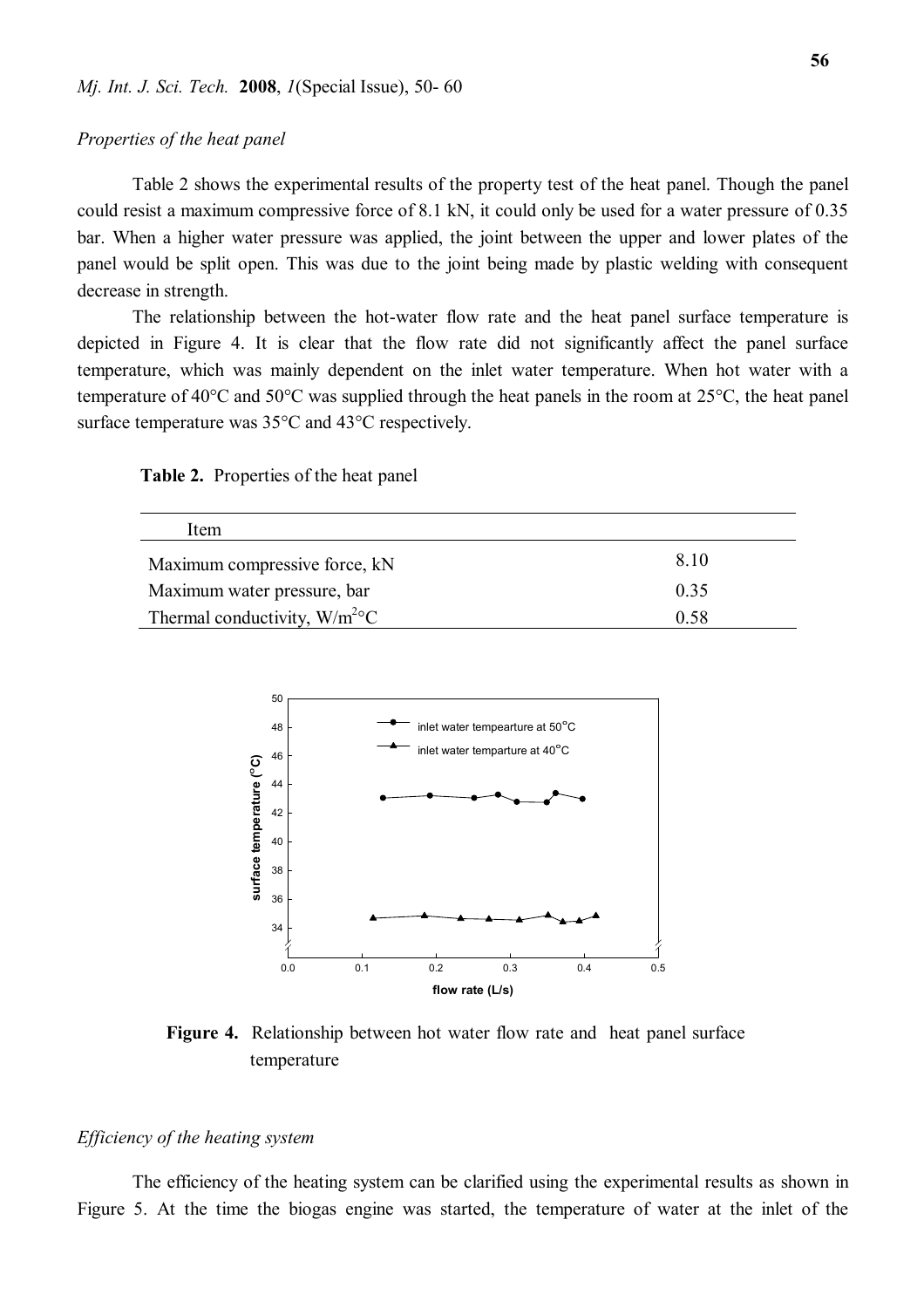*Properties of the heat panel*

Table 2 shows the experimental results of the property test of the heat panel. Though the panel could resist a maximum compressive force of 8.1 kN, it could only be used for a water pressure of 0.35 bar. When a higher water pressure was applied, the joint between the upper and lower plates of the panel would be split open. This was due to the joint being made by plastic welding with consequent decrease in strength.

The relationship between the hot-water flow rate and the heat panel surface temperature is depicted in Figure 4. It is clear that the flow rate did not significantly affect the panel surface temperature, which was mainly dependent on the inlet water temperature. When hot water with a temperature of 40°C and 50°C was supplied through the heat panels in the room at 25°C, the heat panel surface temperature was 35°C and 43°C respectively.

**Table 2.** Properties of the heat panel

| Item | |
|---|---|
| Maximum compressive force, kN | 8.10 |
| Maximum water pressure, bar | 0.35 |
| Thermal conductivity, W/m$^2$°C | 0.58 |

**Figure 4.** Relationship between hot water flow rate and heat panel surface temperature

*Efficiency of the heating system*

The efficiency of the heating system can be clarified using the experimental results as shown in Figure 5. At the time the biogas engine was started, the temperature of water at the inlet of the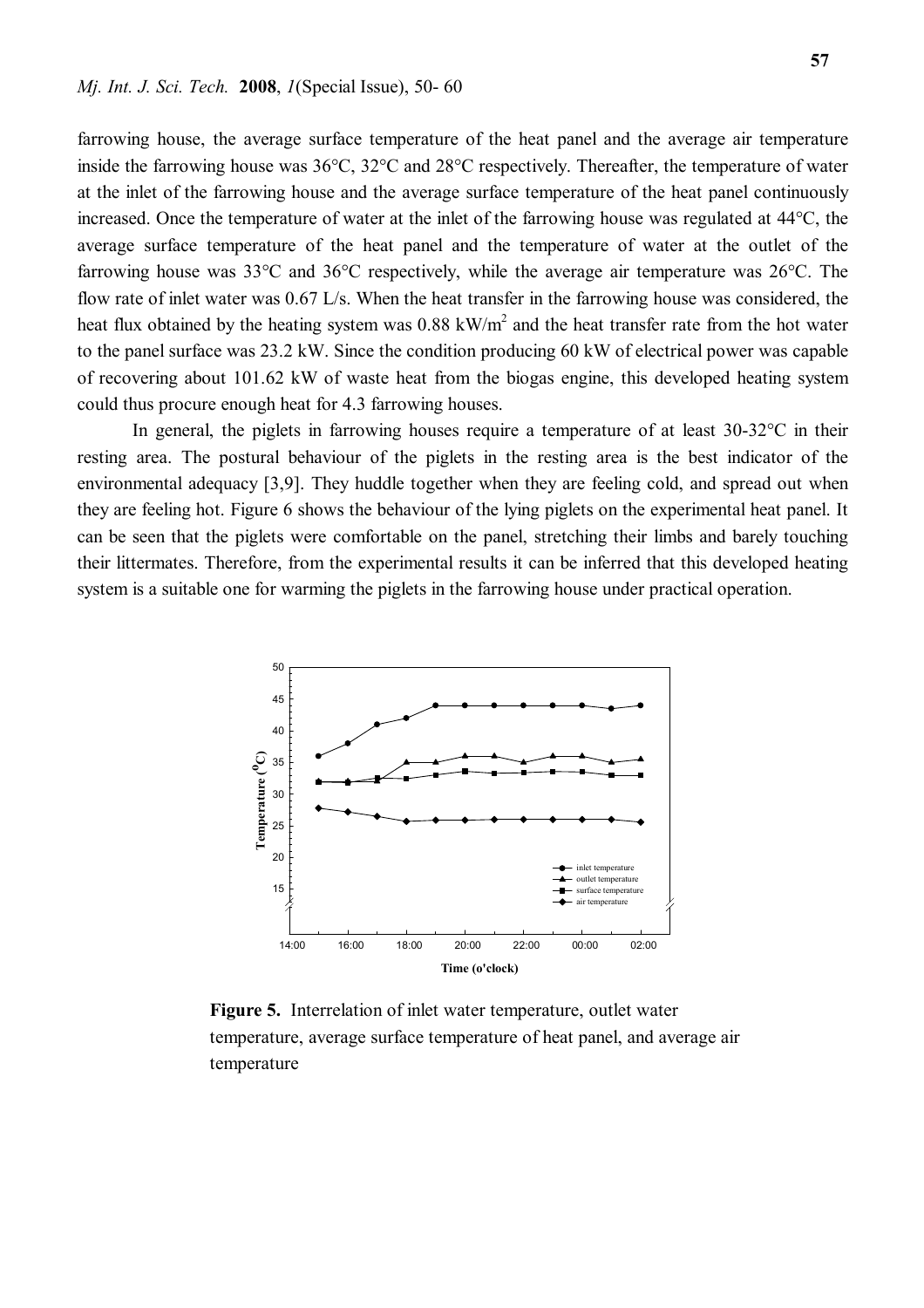farrowing house, the average surface temperature of the heat panel and the average air temperature inside the farrowing house was 36°C, 32°C and 28°C respectively. Thereafter, the temperature of water at the inlet of the farrowing house and the average surface temperature of the heat panel continuously increased. Once the temperature of water at the inlet of the farrowing house was regulated at 44°C, the average surface temperature of the heat panel and the temperature of water at the outlet of the farrowing house was 33°C and 36°C respectively, while the average air temperature was 26°C. The flow rate of inlet water was 0.67 L/s. When the heat transfer in the farrowing house was considered, the heat flux obtained by the heating system was 0.88 kW/$m^2$ and the heat transfer rate from the hot water to the panel surface was 23.2 kW. Since the condition producing 60 kW of electrical power was capable of recovering about 101.62 kW of waste heat from the biogas engine, this developed heating system could thus procure enough heat for 4.3 farrowing houses.

In general, the piglets in farrowing houses require a temperature of at least 30-32°C in their resting area. The postural behaviour of the piglets in the resting area is the best indicator of the environmental adequacy [3,9]. They huddle together when they are feeling cold, and spread out when they are feeling hot. Figure 6 shows the behaviour of the lying piglets on the experimental heat panel. It can be seen that the piglets were comfortable on the panel, stretching their limbs and barely touching their littermates. Therefore, from the experimental results it can be inferred that this developed heating system is a suitable one for warming the piglets in the farrowing house under practical operation.

**Figure 5.** Interrelation of inlet water temperature, outlet water temperature, average surface temperature of heat panel, and average air temperature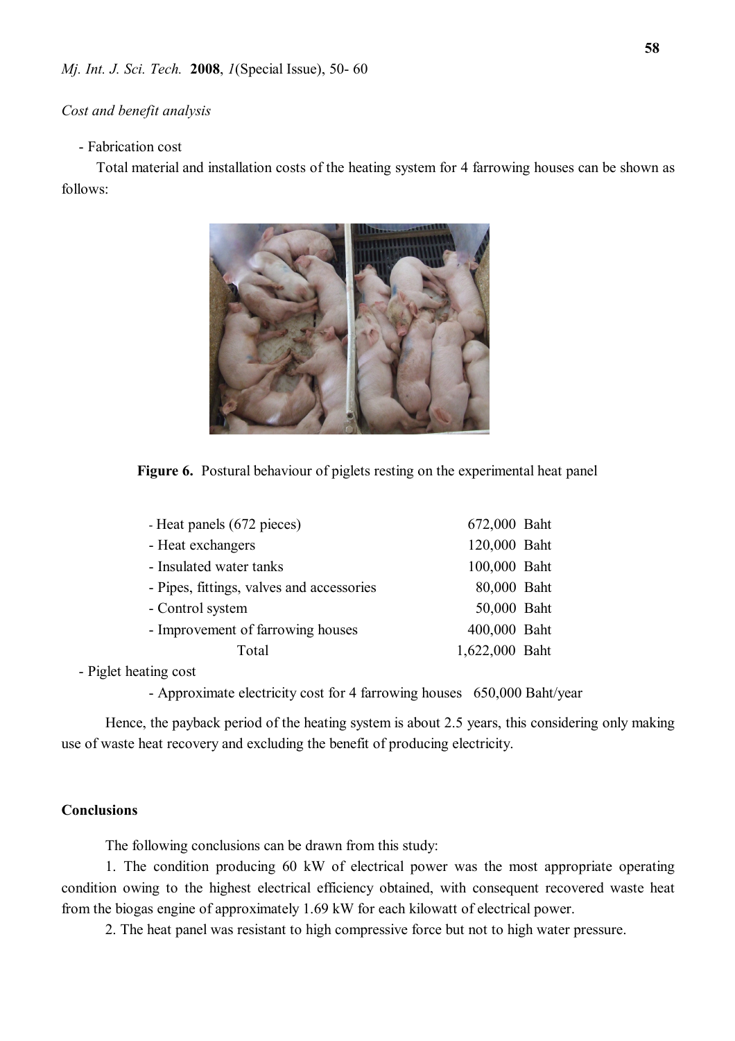*Cost and benefit analysis*

- Fabrication cost

Total material and installation costs of the heating system for 4 farrowing houses can be shown as follows:

**Figure 6.** Postural behaviour of piglets resting on the experimental heat panel

| Item | Cost |
|---|---|
| - Heat panels (672 pieces) | 672,000 Baht |
| - Heat exchangers | 120,000 Baht |
| - Insulated water tanks | 100,000 Baht |
| - Pipes, fittings, valves and accessories | 80,000 Baht |
| - Control system | 50,000 Baht |
| - Improvement of farrowing houses | 400,000 Baht |
| Total | 1,622,000 Baht |

- Piglet heating cost
  - Approximate electricity cost for 4 farrowing houses 650,000 Baht/year

Hence, the payback period of the heating system is about 2.5 years, this considering only making use of waste heat recovery and excluding the benefit of producing electricity.

## Conclusions

The following conclusions can be drawn from this study:

1. The condition producing 60 kW of electrical power was the most appropriate operating condition owing to the highest electrical efficiency obtained, with consequent recovered waste heat from the biogas engine of approximately 1.69 kW for each kilowatt of electrical power.

2. The heat panel was resistant to high compressive force but not to high water pressure.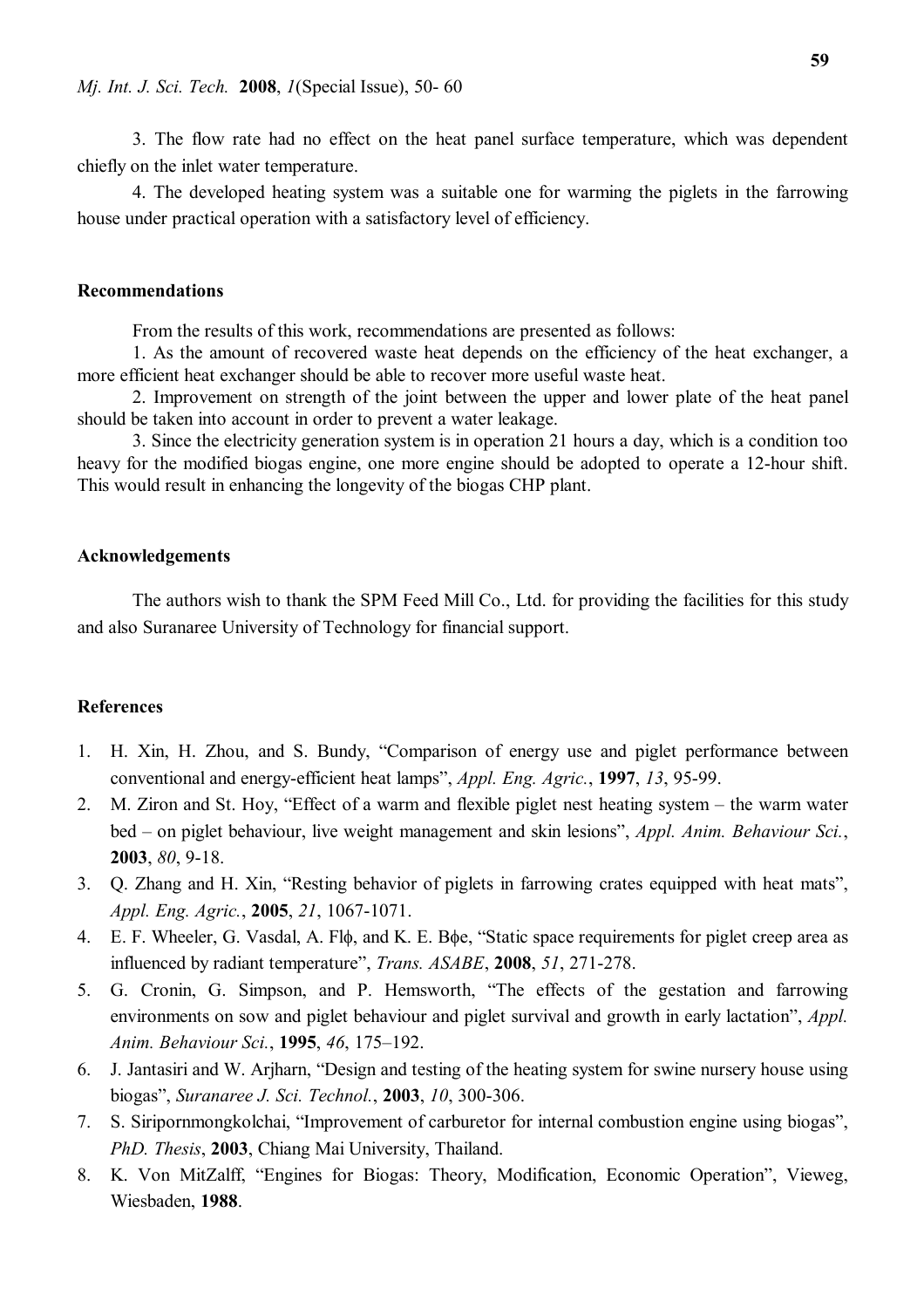3. The flow rate had no effect on the heat panel surface temperature, which was dependent chiefly on the inlet water temperature.

4. The developed heating system was a suitable one for warming the piglets in the farrowing house under practical operation with a satisfactory level of efficiency.

## Recommendations

From the results of this work, recommendations are presented as follows:

1. As the amount of recovered waste heat depends on the efficiency of the heat exchanger, a more efficient heat exchanger should be able to recover more useful waste heat.

2. Improvement on strength of the joint between the upper and lower plate of the heat panel should be taken into account in order to prevent a water leakage.

3. Since the electricity generation system is in operation 21 hours a day, which is a condition too heavy for the modified biogas engine, one more engine should be adopted to operate a 12-hour shift. This would result in enhancing the longevity of the biogas CHP plant.

## Acknowledgements

The authors wish to thank the SPM Feed Mill Co., Ltd. for providing the facilities for this study and also Suranaree University of Technology for financial support.

## References

1. H. Xin, H. Zhou, and S. Bundy, "Comparison of energy use and piglet performance between conventional and energy-efficient heat lamps", *Appl. Eng. Agric.*, **1997**, *13*, 95-99.
2. M. Ziron and St. Hoy, "Effect of a warm and flexible piglet nest heating system – the warm water bed – on piglet behaviour, live weight management and skin lesions", *Appl. Anim. Behaviour Sci.*, **2003**, *80*, 9-18.
3. Q. Zhang and H. Xin, "Resting behavior of piglets in farrowing crates equipped with heat mats", *Appl. Eng. Agric.*, **2005**, *21*, 1067-1071.
4. E. F. Wheeler, G. Vasdal, A. Flϕ, and K. E. Bϕe, "Static space requirements for piglet creep area as influenced by radiant temperature", *Trans. ASABE*, **2008**, *51*, 271-278.
5. G. Cronin, G. Simpson, and P. Hemsworth, "The effects of the gestation and farrowing environments on sow and piglet behaviour and piglet survival and growth in early lactation", *Appl. Anim. Behaviour Sci.*, **1995**, *46*, 175–192.
6. J. Jantasiri and W. Arjharn, "Design and testing of the heating system for swine nursery house using biogas", *Suranaree J. Sci. Technol.*, **2003**, *10*, 300-306.
7. S. Siripornmongkolchai, "Improvement of carburetor for internal combustion engine using biogas", *PhD. Thesis*, **2003**, Chiang Mai University, Thailand.
8. K. Von MitZalff, "Engines for Biogas: Theory, Modification, Economic Operation", Vieweg, Wiesbaden, **1988**.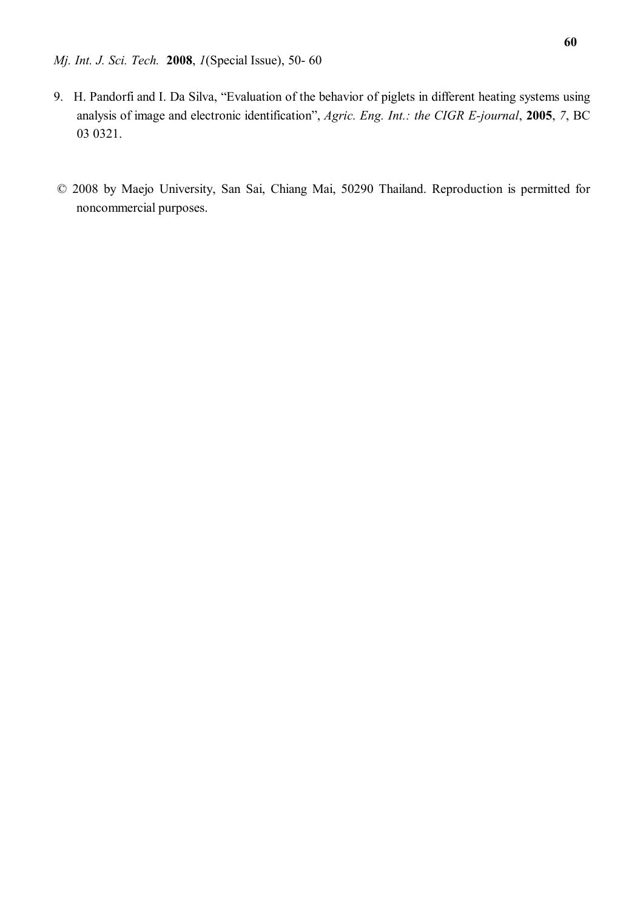9. H. Pandorfi and I. Da Silva, “Evaluation of the behavior of piglets in different heating systems using analysis of image and electronic identification”, *Agric. Eng. Int.: the CIGR E-journal*, **2005**, *7*, BC 03 0321.

© 2008 by Maejo University, San Sai, Chiang Mai, 50290 Thailand. Reproduction is permitted for noncommercial purposes.